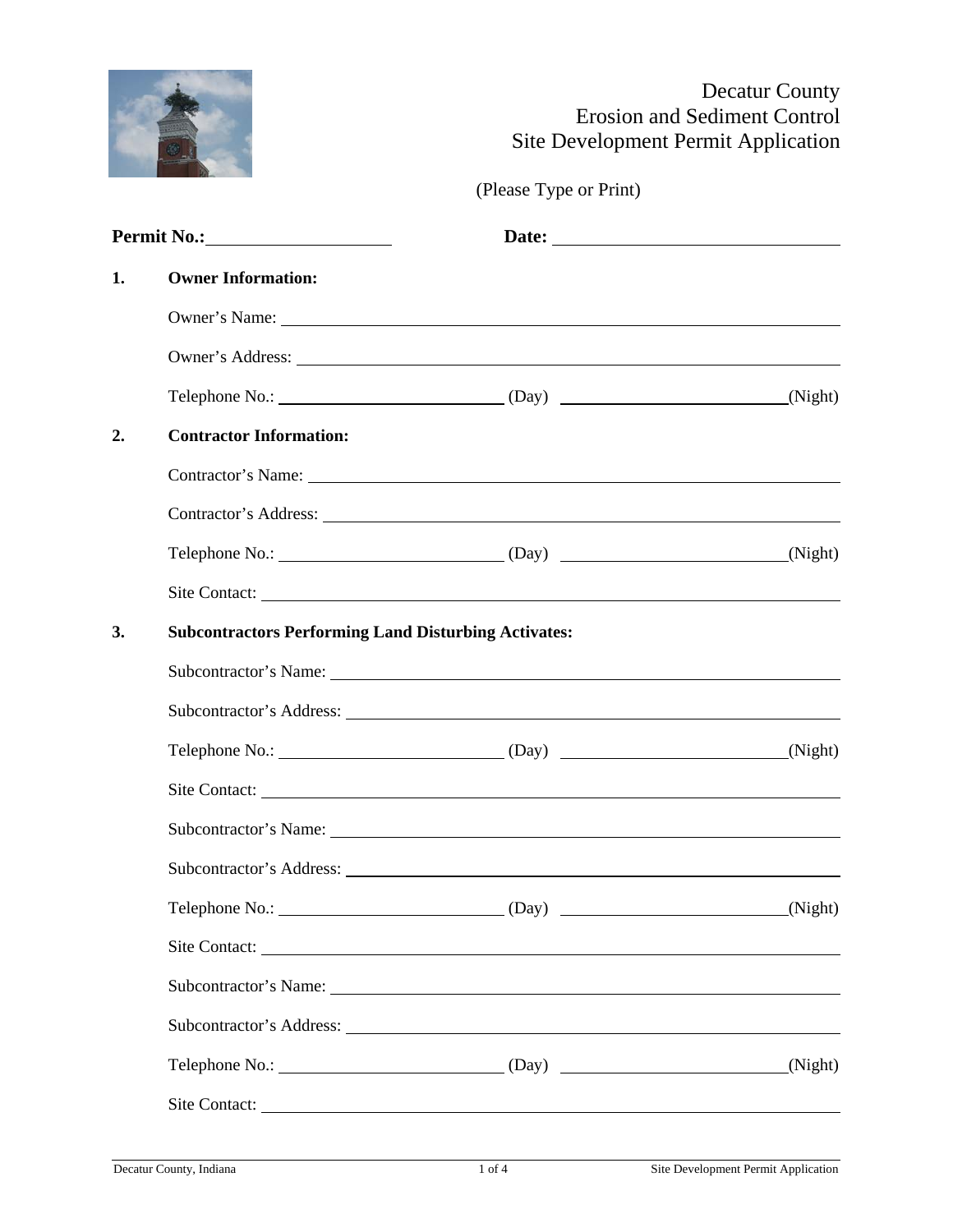# Decatur County
# Erosion and Sediment Control
# Site Development Permit Application

(Please Type or Print)

**Permit No.:** ____________________ **Date:** ______________________________

**1. Owner Information:**

Owner's Name: ______________________________________________

Owner's Address: ______________________________________________

Telephone No.: ________________________ (Day) ________________________ (Night)

**2. Contractor Information:**

Contractor's Name: ______________________________________________

Contractor's Address: ______________________________________________

Telephone No.: ________________________ (Day) ________________________ (Night)

Site Contact: ______________________________________________

**3. Subcontractors Performing Land Disturbing Activates:**

Subcontractor's Name: ______________________________________________

Subcontractor's Address: ______________________________________________

Telephone No.: ________________________ (Day) ________________________ (Night)

Site Contact: ______________________________________________

Subcontractor's Name: ______________________________________________

Subcontractor's Address: ______________________________________________

Telephone No.: ________________________ (Day) ________________________ (Night)

Site Contact: ______________________________________________

Subcontractor's Name: ______________________________________________

Subcontractor's Address: ______________________________________________

Telephone No.: ________________________ (Day) ________________________ (Night)

Site Contact: ______________________________________________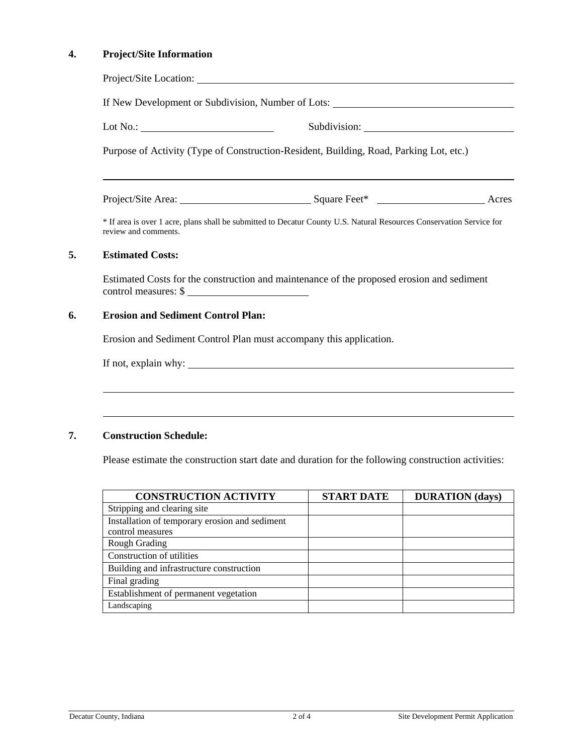## 4. Project/Site Information

Project/Site Location: ____________________________________________

If New Development or Subdivision, Number of Lots: ______________________

Lot No.: __________________ Subdivision: ____________________

Purpose of Activity (Type of Construction-Resident, Building, Road, Parking Lot, etc.)

____________________________________________________________

Project/Site Area: __________________ Square Feet* ________________ Acres

\* If area is over 1 acre, plans shall be submitted to Decatur County U.S. Natural Resources Conservation Service for review and comments.

## 5. Estimated Costs:

Estimated Costs for the construction and maintenance of the proposed erosion and sediment control measures: $ ________________

## 6. Erosion and Sediment Control Plan:

Erosion and Sediment Control Plan must accompany this application.

If not, explain why: ____________________________________________

____________________________________________________________

____________________________________________________________

## 7. Construction Schedule:

Please estimate the construction start date and duration for the following construction activities:

| CONSTRUCTION ACTIVITY | START DATE | DURATION (days) |
| --- | --- | --- |
| Stripping and clearing site | | |
| Installation of temporary erosion and sediment control measures | | |
| Rough Grading | | |
| Construction of utilities | | |
| Building and infrastructure construction | | |
| Final grading | | |
| Establishment of permanent vegetation | | |
| Landscaping | | |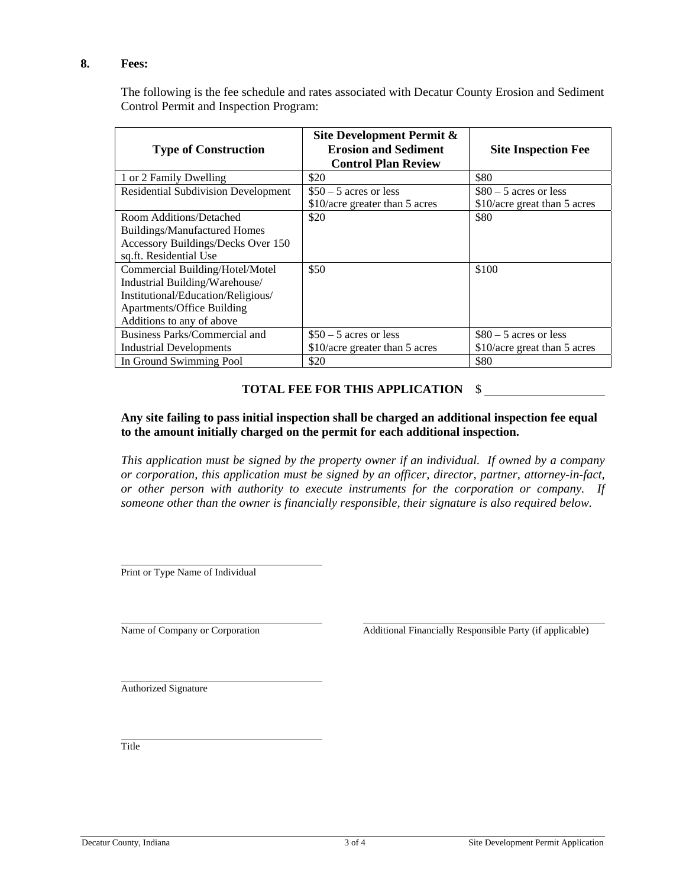**8. Fees:**

The following is the fee schedule and rates associated with Decatur County Erosion and Sediment Control Permit and Inspection Program:

| Type of Construction | Site Development Permit & Erosion and Sediment Control Plan Review | Site Inspection Fee |
|---|---|---|
| 1 or 2 Family Dwelling | $20 | $80 |
| Residential Subdivision Development | $50 – 5 acres or less<br>$10/acre greater than 5 acres | $80 – 5 acres or less<br>$10/acre great than 5 acres |
| Room Additions/Detached Buildings/Manufactured Homes Accessory Buildings/Decks Over 150 sq.ft. Residential Use | $20 | $80 |
| Commercial Building/Hotel/Motel Industrial Building/Warehouse/ Institutional/Education/Religious/ Apartments/Office Building Additions to any of above | $50 | $100 |
| Business Parks/Commercial and Industrial Developments | $50 – 5 acres or less<br>$10/acre greater than 5 acres | $80 – 5 acres or less<br>$10/acre great than 5 acres |
| In Ground Swimming Pool | $20 | $80 |

**TOTAL FEE FOR THIS APPLICATION** $ ____________________

**Any site failing to pass initial inspection shall be charged an additional inspection fee equal to the amount initially charged on the permit for each additional inspection.**

*This application must be signed by the property owner if an individual. If owned by a company or corporation, this application must be signed by an officer, director, partner, attorney-in-fact, or other person with authority to execute instruments for the corporation or company. If someone other than the owner is financially responsible, their signature is also required below.*

________________________________________
Print or Type Name of Individual

________________________________________
Name of Company or Corporation

________________________________________
Additional Financially Responsible Party (if applicable)

________________________________________
Authorized Signature

________________________________________
Title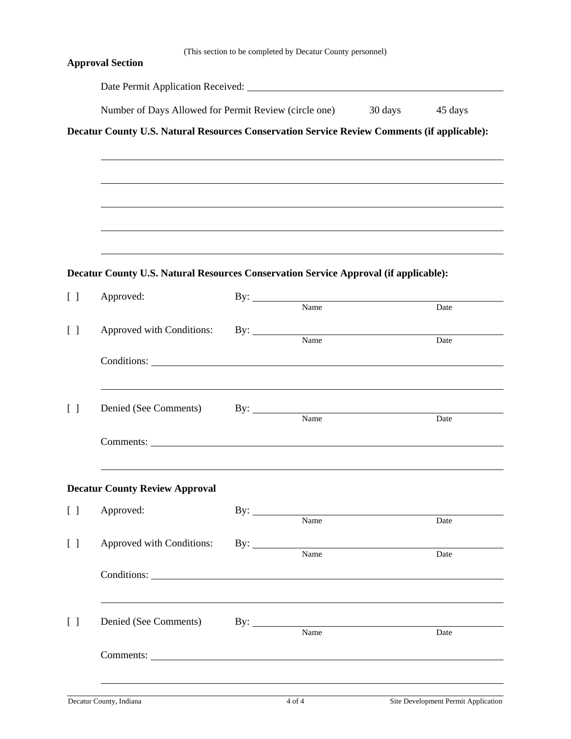(This section to be completed by Decatur County personnel)

**Approval Section**

Date Permit Application Received: \_\_\_\_\_\_\_\_\_\_\_\_\_\_\_\_\_\_\_\_\_\_\_\_\_\_\_\_\_\_\_\_\_\_\_\_\_\_

Number of Days Allowed for Permit Review (circle one)    30 days    45 days

**Decatur County U.S. Natural Resources Conservation Service Review Comments (if applicable):**

\_\_\_\_\_\_\_\_\_\_\_\_\_\_\_\_\_\_\_\_\_\_\_\_\_\_\_\_\_\_\_\_\_\_\_\_\_\_\_\_\_\_\_\_\_\_\_\_\_\_\_\_\_\_\_\_\_\_\_\_

\_\_\_\_\_\_\_\_\_\_\_\_\_\_\_\_\_\_\_\_\_\_\_\_\_\_\_\_\_\_\_\_\_\_\_\_\_\_\_\_\_\_\_\_\_\_\_\_\_\_\_\_\_\_\_\_\_\_\_\_

\_\_\_\_\_\_\_\_\_\_\_\_\_\_\_\_\_\_\_\_\_\_\_\_\_\_\_\_\_\_\_\_\_\_\_\_\_\_\_\_\_\_\_\_\_\_\_\_\_\_\_\_\_\_\_\_\_\_\_\_

\_\_\_\_\_\_\_\_\_\_\_\_\_\_\_\_\_\_\_\_\_\_\_\_\_\_\_\_\_\_\_\_\_\_\_\_\_\_\_\_\_\_\_\_\_\_\_\_\_\_\_\_\_\_\_\_\_\_\_\_

\_\_\_\_\_\_\_\_\_\_\_\_\_\_\_\_\_\_\_\_\_\_\_\_\_\_\_\_\_\_\_\_\_\_\_\_\_\_\_\_\_\_\_\_\_\_\_\_\_\_\_\_\_\_\_\_\_\_\_\_

**Decatur County U.S. Natural Resources Conservation Service Approval (if applicable):**

[ ] Approved: By: \_\_\_\_\_\_\_\_\_\_\_\_\_\_\_\_\_\_\_\_\_\_\_\_\_\_\_\_\_\_\_\_\_\_\_\_
Name Date

[ ] Approved with Conditions: By: \_\_\_\_\_\_\_\_\_\_\_\_\_\_\_\_\_\_\_\_\_\_\_\_\_\_\_\_\_\_\_\_\_\_\_\_
Name Date

Conditions: \_\_\_\_\_\_\_\_\_\_\_\_\_\_\_\_\_\_\_\_\_\_\_\_\_\_\_\_\_\_\_\_\_\_\_\_\_\_\_\_\_\_\_\_\_\_\_\_\_\_\_\_

\_\_\_\_\_\_\_\_\_\_\_\_\_\_\_\_\_\_\_\_\_\_\_\_\_\_\_\_\_\_\_\_\_\_\_\_\_\_\_\_\_\_\_\_\_\_\_\_\_\_\_\_\_\_\_\_\_\_\_\_

[ ] Denied (See Comments) By: \_\_\_\_\_\_\_\_\_\_\_\_\_\_\_\_\_\_\_\_\_\_\_\_\_\_\_\_\_\_\_\_\_\_\_\_
Name Date

Comments: \_\_\_\_\_\_\_\_\_\_\_\_\_\_\_\_\_\_\_\_\_\_\_\_\_\_\_\_\_\_\_\_\_\_\_\_\_\_\_\_\_\_\_\_\_\_\_\_\_\_\_\_

\_\_\_\_\_\_\_\_\_\_\_\_\_\_\_\_\_\_\_\_\_\_\_\_\_\_\_\_\_\_\_\_\_\_\_\_\_\_\_\_\_\_\_\_\_\_\_\_\_\_\_\_\_\_\_\_\_\_\_\_

**Decatur County Review Approval**

[ ] Approved: By: \_\_\_\_\_\_\_\_\_\_\_\_\_\_\_\_\_\_\_\_\_\_\_\_\_\_\_\_\_\_\_\_\_\_\_\_
Name Date

[ ] Approved with Conditions: By: \_\_\_\_\_\_\_\_\_\_\_\_\_\_\_\_\_\_\_\_\_\_\_\_\_\_\_\_\_\_\_\_\_\_\_\_
Name Date

Conditions: \_\_\_\_\_\_\_\_\_\_\_\_\_\_\_\_\_\_\_\_\_\_\_\_\_\_\_\_\_\_\_\_\_\_\_\_\_\_\_\_\_\_\_\_\_\_\_\_\_\_\_\_

\_\_\_\_\_\_\_\_\_\_\_\_\_\_\_\_\_\_\_\_\_\_\_\_\_\_\_\_\_\_\_\_\_\_\_\_\_\_\_\_\_\_\_\_\_\_\_\_\_\_\_\_\_\_\_\_\_\_\_\_

[ ] Denied (See Comments) By: \_\_\_\_\_\_\_\_\_\_\_\_\_\_\_\_\_\_\_\_\_\_\_\_\_\_\_\_\_\_\_\_\_\_\_\_
Name Date

Comments: \_\_\_\_\_\_\_\_\_\_\_\_\_\_\_\_\_\_\_\_\_\_\_\_\_\_\_\_\_\_\_\_\_\_\_\_\_\_\_\_\_\_\_\_\_\_\_\_\_\_\_\_

\_\_\_\_\_\_\_\_\_\_\_\_\_\_\_\_\_\_\_\_\_\_\_\_\_\_\_\_\_\_\_\_\_\_\_\_\_\_\_\_\_\_\_\_\_\_\_\_\_\_\_\_\_\_\_\_\_\_\_\_